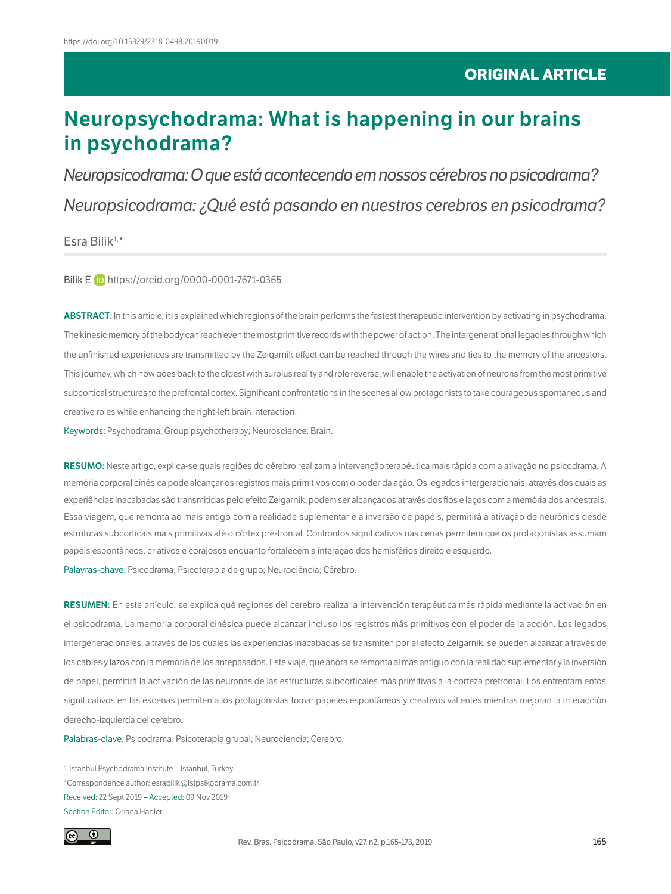https://doi.org/10.15329/2318-0498.20190019

**ORIGINAL ARTICLE**

# Neuropsychodrama: What is happening in our brains in psychodrama?

*Neuropsicodrama: O que está acontecendo em nossos cérebros no psicodrama?*

*Neuropsicodrama: ¿Qué está pasando en nuestros cerebros en psicodrama?*

Esra Bilik[1,*]

Bilik E https://orcid.org/0000-0001-7671-0365

**ABSTRACT:** In this article, it is explained which regions of the brain performs the fastest therapeutic intervention by activating in psychodrama. The kinesic memory of the body can reach even the most primitive records with the power of action. The intergenerational legacies through which the unfinished experiences are transmitted by the Zeigarnik effect can be reached through the wires and ties to the memory of the ancestors. This journey, which now goes back to the oldest with surplus reality and role reverse, will enable the activation of neurons from the most primitive subcortical structures to the prefrontal cortex. Significant confrontations in the scenes allow protagonists to take courageous spontaneous and creative roles while enhancing the right-left brain interaction.

Keywords: Psychodrama; Group psychotherapy; Neuroscience; Brain.

**RESUMO:** Neste artigo, explica-se quais regiões do cérebro realizam a intervenção terapêutica mais rápida com a ativação no psicodrama. A memória corporal cinésica pode alcançar os registros mais primitivos com o poder da ação. Os legados intergeracionais, através dos quais as experiências inacabadas são transmitidas pelo efeito Zeigarnik, podem ser alcançados através dos fios e laços com a memória dos ancestrais. Essa viagem, que remonta ao mais antigo com a realidade suplementar e a inversão de papéis, permitirá a ativação de neurônios desde estruturas subcorticais mais primitivas até o córtex pré-frontal. Confrontos significativos nas cenas permitem que os protagonistas assumam papéis espontâneos, criativos e corajosos enquanto fortalecem a interação dos hemisférios direito e esquerdo.

Palavras-chave: Psicodrama; Psicoterapia de grupo; Neurociência; Cérebro.

**RESUMEN:** En este artículo, se explica qué regiones del cerebro realiza la intervención terapéutica más rápida mediante la activación en el psicodrama. La memoria corporal cinésica puede alcanzar incluso los registros más primitivos con el poder de la acción. Los legados intergeneracionales, a través de los cuales las experiencias inacabadas se transmiten por el efecto Zeigarnik, se pueden alcanzar a través de los cables y lazos con la memoria de los antepasados. Este viaje, que ahora se remonta al más antiguo con la realidad suplementar y la inversión de papel, permitirá la activación de las neuronas de las estructuras subcorticales más primitivas a la corteza prefrontal. Los enfrentamientos significativos en las escenas permiten a los protagonistas tomar papeles espontáneos y creativos valientes mientras mejoran la interacción derecho-izquierda del cerebro.

Palabras-clave: Psicodrama; Psicoterapia grupal; Neurociencia; Cerebro.

[1] Istanbul Psychodrama Institute – Istanbul, Turkey.

[*] Correspondence author: esrabilik@istpsikodrama.com.tr

Received: 22 Sept 2019 – Accepted: 09 Nov 2019

Section Editor: Oriana Hadler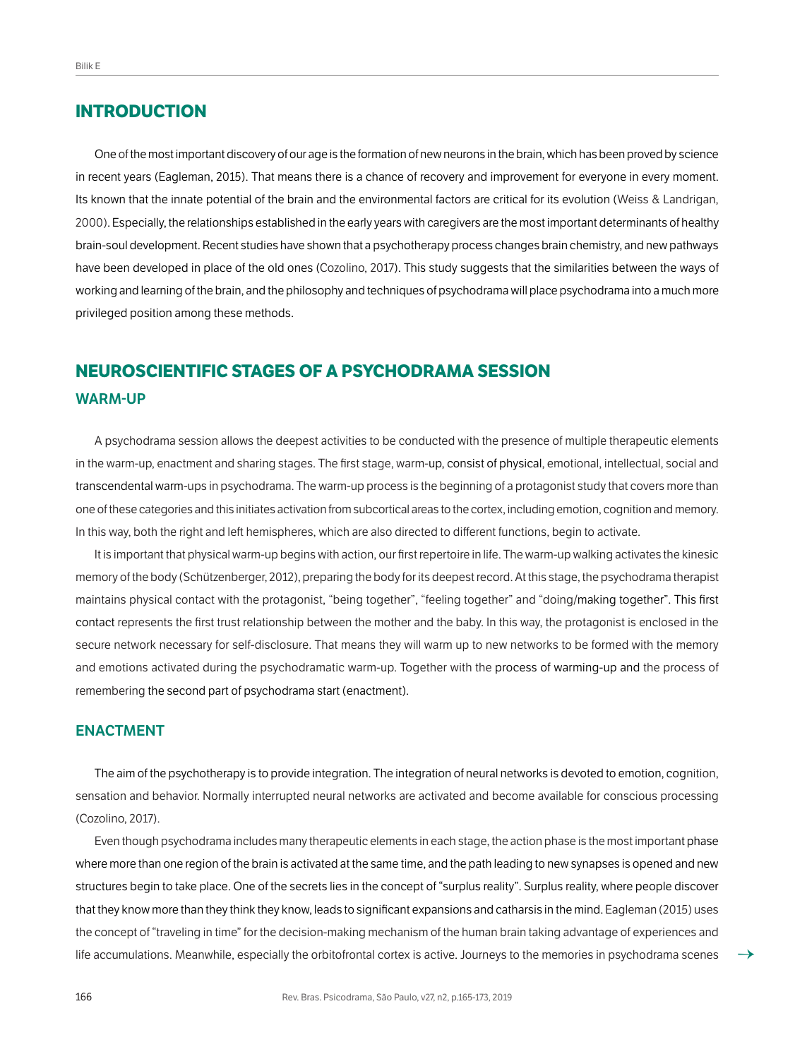## INTRODUCTION

One of the most important discovery of our age is the formation of new neurons in the brain, which has been proved by science in recent years (Eagleman, 2015). That means there is a chance of recovery and improvement for everyone in every moment. Its known that the innate potential of the brain and the environmental factors are critical for its evolution (Weiss & Landrigan, 2000). Especially, the relationships established in the early years with caregivers are the most important determinants of healthy brain-soul development. Recent studies have shown that a psychotherapy process changes brain chemistry, and new pathways have been developed in place of the old ones (Cozolino, 2017). This study suggests that the similarities between the ways of working and learning of the brain, and the philosophy and techniques of psychodrama will place psychodrama into a much more privileged position among these methods.

## NEUROSCIENTIFIC STAGES OF A PSYCHODRAMA SESSION

### WARM-UP

A psychodrama session allows the deepest activities to be conducted with the presence of multiple therapeutic elements in the warm-up, enactment and sharing stages. The first stage, warm-up, consist of physical, emotional, intellectual, social and transcendental warm-ups in psychodrama. The warm-up process is the beginning of a protagonist study that covers more than one of these categories and this initiates activation from subcortical areas to the cortex, including emotion, cognition and memory. In this way, both the right and left hemispheres, which are also directed to different functions, begin to activate.

It is important that physical warm-up begins with action, our first repertoire in life. The warm-up walking activates the kinesic memory of the body (Schützenberger, 2012), preparing the body for its deepest record. At this stage, the psychodrama therapist maintains physical contact with the protagonist, "being together", "feeling together" and "doing/making together". This first contact represents the first trust relationship between the mother and the baby. In this way, the protagonist is enclosed in the secure network necessary for self-disclosure. That means they will warm up to new networks to be formed with the memory and emotions activated during the psychodramatic warm-up. Together with the process of warming-up and the process of remembering the second part of psychodrama start (enactment).

### ENACTMENT

The aim of the psychotherapy is to provide integration. The integration of neural networks is devoted to emotion, cognition, sensation and behavior. Normally interrupted neural networks are activated and become available for conscious processing (Cozolino, 2017).

Even though psychodrama includes many therapeutic elements in each stage, the action phase is the most important phase where more than one region of the brain is activated at the same time, and the path leading to new synapses is opened and new structures begin to take place. One of the secrets lies in the concept of "surplus reality". Surplus reality, where people discover that they know more than they think they know, leads to significant expansions and catharsis in the mind. Eagleman (2015) uses the concept of "traveling in time" for the decision-making mechanism of the human brain taking advantage of experiences and life accumulations. Meanwhile, especially the orbitofrontal cortex is active. Journeys to the memories in psychodrama scenes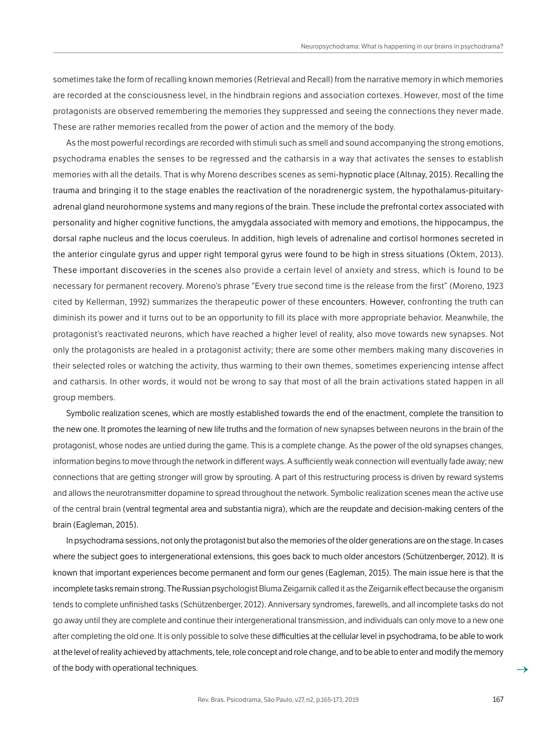sometimes take the form of recalling known memories (Retrieval and Recall) from the narrative memory in which memories are recorded at the consciousness level, in the hindbrain regions and association cortexes. However, most of the time protagonists are observed remembering the memories they suppressed and seeing the connections they never made. These are rather memories recalled from the power of action and the memory of the body.

As the most powerful recordings are recorded with stimuli such as smell and sound accompanying the strong emotions, psychodrama enables the senses to be regressed and the catharsis in a way that activates the senses to establish memories with all the details. That is why Moreno describes scenes as semi-hypnotic place (Altınay, 2015). Recalling the trauma and bringing it to the stage enables the reactivation of the noradrenergic system, the hypothalamus-pituitary-adrenal gland neurohormone systems and many regions of the brain. These include the prefrontal cortex associated with personality and higher cognitive functions, the amygdala associated with memory and emotions, the hippocampus, the dorsal raphe nucleus and the locus coeruleus. In addition, high levels of adrenaline and cortisol hormones secreted in the anterior cingulate gyrus and upper right temporal gyrus were found to be high in stress situations (Öktem, 2013). These important discoveries in the scenes also provide a certain level of anxiety and stress, which is found to be necessary for permanent recovery. Moreno's phrase "Every true second time is the release from the first" (Moreno, 1923 cited by Kellerman, 1992) summarizes the therapeutic power of these encounters. However, confronting the truth can diminish its power and it turns out to be an opportunity to fill its place with more appropriate behavior. Meanwhile, the protagonist's reactivated neurons, which have reached a higher level of reality, also move towards new synapses. Not only the protagonists are healed in a protagonist activity; there are some other members making many discoveries in their selected roles or watching the activity, thus warming to their own themes, sometimes experiencing intense affect and catharsis. In other words, it would not be wrong to say that most of all the brain activations stated happen in all group members.

Symbolic realization scenes, which are mostly established towards the end of the enactment, complete the transition to the new one. It promotes the learning of new life truths and the formation of new synapses between neurons in the brain of the protagonist, whose nodes are untied during the game. This is a complete change. As the power of the old synapses changes, information begins to move through the network in different ways. A sufficiently weak connection will eventually fade away; new connections that are getting stronger will grow by sprouting. A part of this restructuring process is driven by reward systems and allows the neurotransmitter dopamine to spread throughout the network. Symbolic realization scenes mean the active use of the central brain (ventral tegmental area and substantia nigra), which are the reupdate and decision-making centers of the brain (Eagleman, 2015).

In psychodrama sessions, not only the protagonist but also the memories of the older generations are on the stage. In cases where the subject goes to intergenerational extensions, this goes back to much older ancestors (Schützenberger, 2012). It is known that important experiences become permanent and form our genes (Eagleman, 2015). The main issue here is that the incomplete tasks remain strong. The Russian psychologist Bluma Zeigarnik called it as the Zeigarnik effect because the organism tends to complete unfinished tasks (Schützenberger, 2012). Anniversary syndromes, farewells, and all incomplete tasks do not go away until they are complete and continue their intergenerational transmission, and individuals can only move to a new one after completing the old one. It is only possible to solve these difficulties at the cellular level in psychodrama, to be able to work at the level of reality achieved by attachments, tele, role concept and role change, and to be able to enter and modify the memory of the body with operational techniques.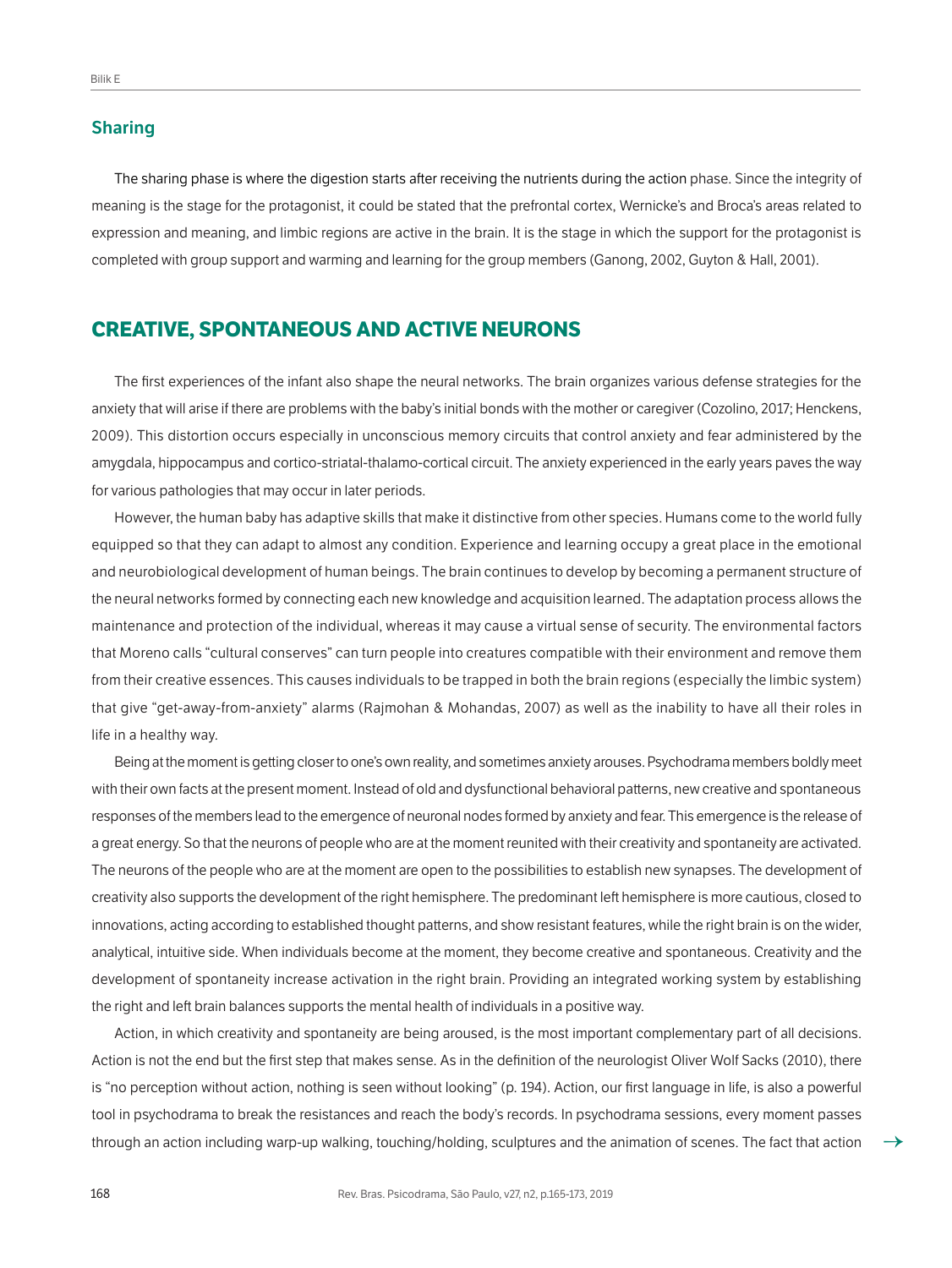### Sharing

The sharing phase is where the digestion starts after receiving the nutrients during the action phase. Since the integrity of meaning is the stage for the protagonist, it could be stated that the prefrontal cortex, Wernicke's and Broca's areas related to expression and meaning, and limbic regions are active in the brain. It is the stage in which the support for the protagonist is completed with group support and warming and learning for the group members (Ganong, 2002, Guyton & Hall, 2001).

## CREATIVE, SPONTANEOUS AND ACTIVE NEURONS

The first experiences of the infant also shape the neural networks. The brain organizes various defense strategies for the anxiety that will arise if there are problems with the baby's initial bonds with the mother or caregiver (Cozolino, 2017; Henckens, 2009). This distortion occurs especially in unconscious memory circuits that control anxiety and fear administered by the amygdala, hippocampus and cortico-striatal-thalamo-cortical circuit. The anxiety experienced in the early years paves the way for various pathologies that may occur in later periods.

However, the human baby has adaptive skills that make it distinctive from other species. Humans come to the world fully equipped so that they can adapt to almost any condition. Experience and learning occupy a great place in the emotional and neurobiological development of human beings. The brain continues to develop by becoming a permanent structure of the neural networks formed by connecting each new knowledge and acquisition learned. The adaptation process allows the maintenance and protection of the individual, whereas it may cause a virtual sense of security. The environmental factors that Moreno calls "cultural conserves" can turn people into creatures compatible with their environment and remove them from their creative essences. This causes individuals to be trapped in both the brain regions (especially the limbic system) that give "get-away-from-anxiety" alarms (Rajmohan & Mohandas, 2007) as well as the inability to have all their roles in life in a healthy way.

Being at the moment is getting closer to one's own reality, and sometimes anxiety arouses. Psychodrama members boldly meet with their own facts at the present moment. Instead of old and dysfunctional behavioral patterns, new creative and spontaneous responses of the members lead to the emergence of neuronal nodes formed by anxiety and fear. This emergence is the release of a great energy. So that the neurons of people who are at the moment reunited with their creativity and spontaneity are activated. The neurons of the people who are at the moment are open to the possibilities to establish new synapses. The development of creativity also supports the development of the right hemisphere. The predominant left hemisphere is more cautious, closed to innovations, acting according to established thought patterns, and show resistant features, while the right brain is on the wider, analytical, intuitive side. When individuals become at the moment, they become creative and spontaneous. Creativity and the development of spontaneity increase activation in the right brain. Providing an integrated working system by establishing the right and left brain balances supports the mental health of individuals in a positive way.

Action, in which creativity and spontaneity are being aroused, is the most important complementary part of all decisions. Action is not the end but the first step that makes sense. As in the definition of the neurologist Oliver Wolf Sacks (2010), there is "no perception without action, nothing is seen without looking" (p. 194). Action, our first language in life, is also a powerful tool in psychodrama to break the resistances and reach the body's records. In psychodrama sessions, every moment passes through an action including warp-up walking, touching/holding, sculptures and the animation of scenes. The fact that action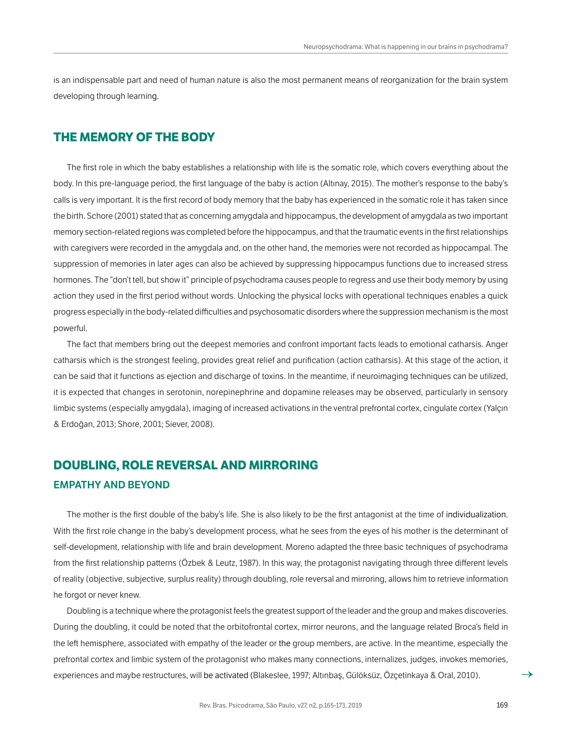is an indispensable part and need of human nature is also the most permanent means of reorganization for the brain system developing through learning.

## THE MEMORY OF THE BODY

The first role in which the baby establishes a relationship with life is the somatic role, which covers everything about the body. In this pre-language period, the first language of the baby is action (Altınay, 2015). The mother's response to the baby's calls is very important. It is the first record of body memory that the baby has experienced in the somatic role it has taken since the birth. Schore (2001) stated that as concerning amygdala and hippocampus, the development of amygdala as two important memory section-related regions was completed before the hippocampus, and that the traumatic events in the first relationships with caregivers were recorded in the amygdala and, on the other hand, the memories were not recorded as hippocampal. The suppression of memories in later ages can also be achieved by suppressing hippocampus functions due to increased stress hormones. The "don't tell, but show it" principle of psychodrama causes people to regress and use their body memory by using action they used in the first period without words. Unlocking the physical locks with operational techniques enables a quick progress especially in the body-related difficulties and psychosomatic disorders where the suppression mechanism is the most powerful.

The fact that members bring out the deepest memories and confront important facts leads to emotional catharsis. Anger catharsis which is the strongest feeling, provides great relief and purification (action catharsis). At this stage of the action, it can be said that it functions as ejection and discharge of toxins. In the meantime, if neuroimaging techniques can be utilized, it is expected that changes in serotonin, norepinephrine and dopamine releases may be observed, particularly in sensory limbic systems (especially amygdala), imaging of increased activations in the ventral prefrontal cortex, cingulate cortex (Yalçın & Erdoğan, 2013; Shore, 2001; Siever, 2008).

## DOUBLING, ROLE REVERSAL AND MIRRORING

### EMPATHY AND BEYOND

The mother is the first double of the baby's life. She is also likely to be the first antagonist at the time of individualization. With the first role change in the baby's development process, what he sees from the eyes of his mother is the determinant of self-development, relationship with life and brain development. Moreno adapted the three basic techniques of psychodrama from the first relationship patterns (Özbek & Leutz, 1987). In this way, the protagonist navigating through three different levels of reality (objective, subjective, surplus reality) through doubling, role reversal and mirroring, allows him to retrieve information he forgot or never knew.

Doubling is a technique where the protagonist feels the greatest support of the leader and the group and makes discoveries. During the doubling, it could be noted that the orbitofrontal cortex, mirror neurons, and the language related Broca's field in the left hemisphere, associated with empathy of the leader or the group members, are active. In the meantime, especially the prefrontal cortex and limbic system of the protagonist who makes many connections, internalizes, judges, invokes memories, experiences and maybe restructures, will be activated (Blakeslee, 1997; Altınbaş, Gülöksüz, Özçetinkaya & Oral, 2010).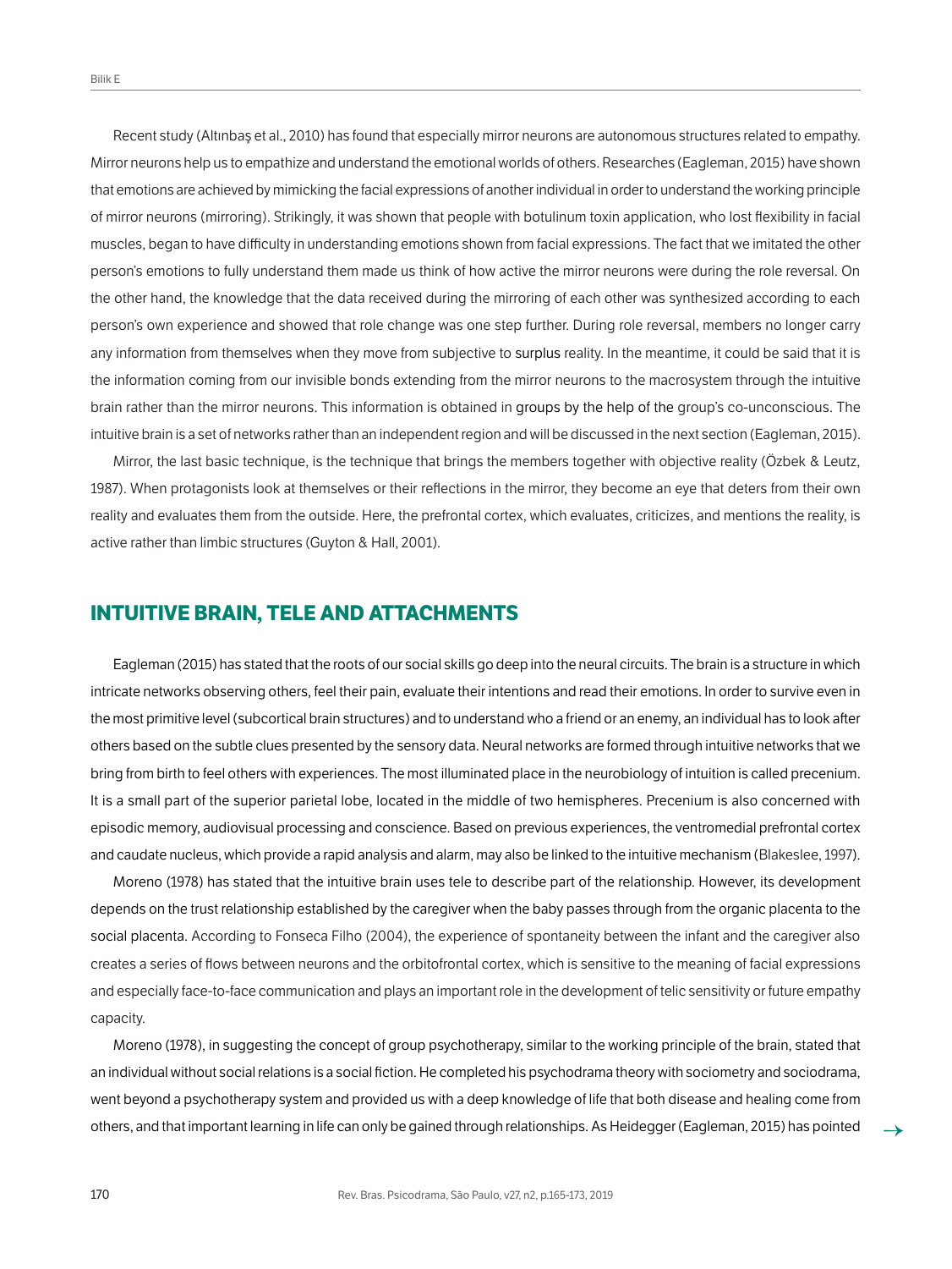Recent study (Altınbaş et al., 2010) has found that especially mirror neurons are autonomous structures related to empathy. Mirror neurons help us to empathize and understand the emotional worlds of others. Researches (Eagleman, 2015) have shown that emotions are achieved by mimicking the facial expressions of another individual in order to understand the working principle of mirror neurons (mirroring). Strikingly, it was shown that people with botulinum toxin application, who lost flexibility in facial muscles, began to have difficulty in understanding emotions shown from facial expressions. The fact that we imitated the other person's emotions to fully understand them made us think of how active the mirror neurons were during the role reversal. On the other hand, the knowledge that the data received during the mirroring of each other was synthesized according to each person's own experience and showed that role change was one step further. During role reversal, members no longer carry any information from themselves when they move from subjective to surplus reality. In the meantime, it could be said that it is the information coming from our invisible bonds extending from the mirror neurons to the macrosystem through the intuitive brain rather than the mirror neurons. This information is obtained in groups by the help of the group's co-unconscious. The intuitive brain is a set of networks rather than an independent region and will be discussed in the next section (Eagleman, 2015).

Mirror, the last basic technique, is the technique that brings the members together with objective reality (Özbek & Leutz, 1987). When protagonists look at themselves or their reflections in the mirror, they become an eye that deters from their own reality and evaluates them from the outside. Here, the prefrontal cortex, which evaluates, criticizes, and mentions the reality, is active rather than limbic structures (Guyton & Hall, 2001).

## INTUITIVE BRAIN, TELE AND ATTACHMENTS

Eagleman (2015) has stated that the roots of our social skills go deep into the neural circuits. The brain is a structure in which intricate networks observing others, feel their pain, evaluate their intentions and read their emotions. In order to survive even in the most primitive level (subcortical brain structures) and to understand who a friend or an enemy, an individual has to look after others based on the subtle clues presented by the sensory data. Neural networks are formed through intuitive networks that we bring from birth to feel others with experiences. The most illuminated place in the neurobiology of intuition is called precenium. It is a small part of the superior parietal lobe, located in the middle of two hemispheres. Precenium is also concerned with episodic memory, audiovisual processing and conscience. Based on previous experiences, the ventromedial prefrontal cortex and caudate nucleus, which provide a rapid analysis and alarm, may also be linked to the intuitive mechanism (Blakeslee, 1997).

Moreno (1978) has stated that the intuitive brain uses tele to describe part of the relationship. However, its development depends on the trust relationship established by the caregiver when the baby passes through from the organic placenta to the social placenta. According to Fonseca Filho (2004), the experience of spontaneity between the infant and the caregiver also creates a series of flows between neurons and the orbitofrontal cortex, which is sensitive to the meaning of facial expressions and especially face-to-face communication and plays an important role in the development of telic sensitivity or future empathy capacity.

Moreno (1978), in suggesting the concept of group psychotherapy, similar to the working principle of the brain, stated that an individual without social relations is a social fiction. He completed his psychodrama theory with sociometry and sociodrama, went beyond a psychotherapy system and provided us with a deep knowledge of life that both disease and healing come from others, and that important learning in life can only be gained through relationships. As Heidegger (Eagleman, 2015) has pointed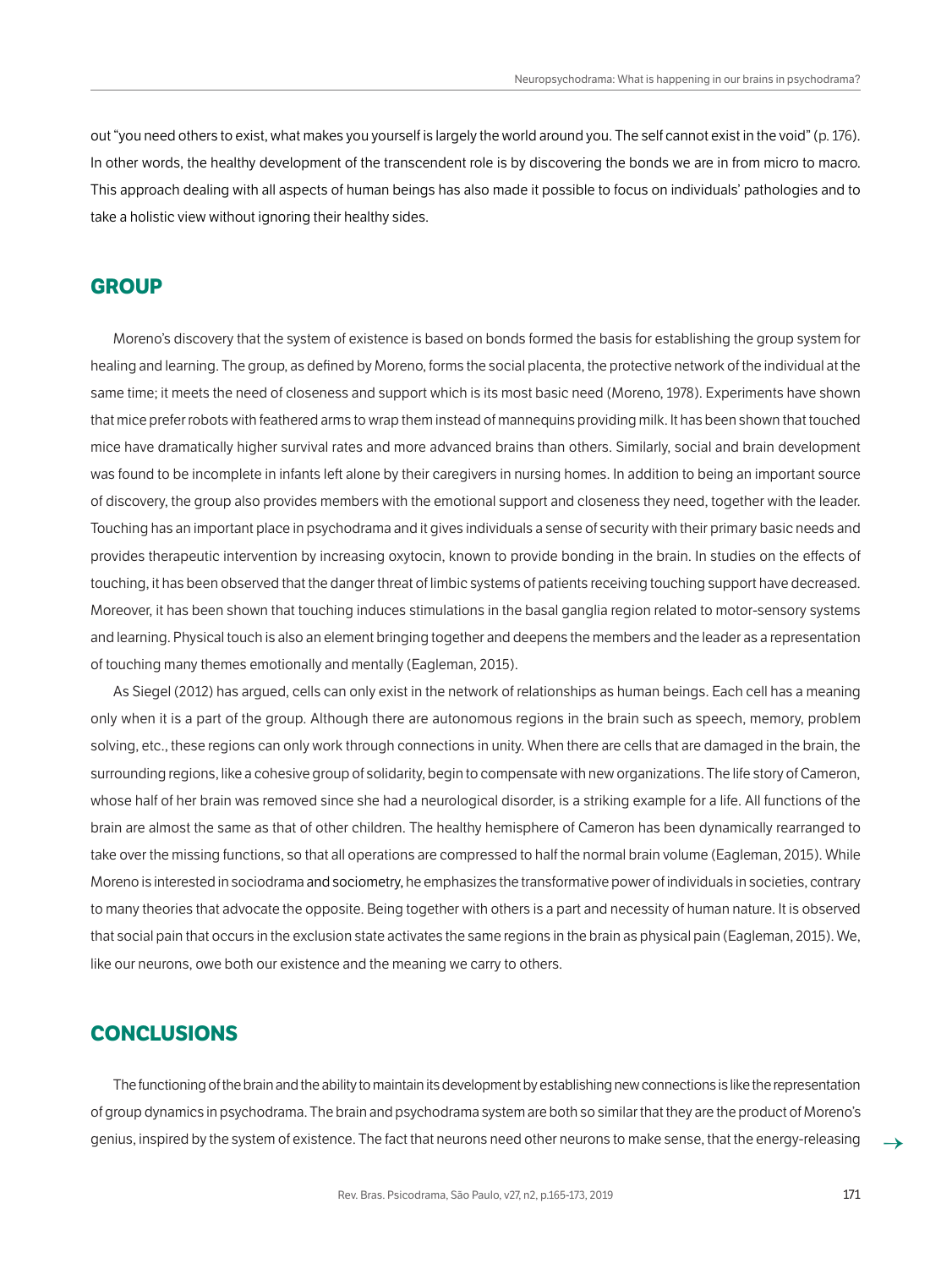out "you need others to exist, what makes you yourself is largely the world around you. The self cannot exist in the void" (p. 176). In other words, the healthy development of the transcendent role is by discovering the bonds we are in from micro to macro. This approach dealing with all aspects of human beings has also made it possible to focus on individuals' pathologies and to take a holistic view without ignoring their healthy sides.

## GROUP

Moreno's discovery that the system of existence is based on bonds formed the basis for establishing the group system for healing and learning. The group, as defined by Moreno, forms the social placenta, the protective network of the individual at the same time; it meets the need of closeness and support which is its most basic need (Moreno, 1978). Experiments have shown that mice prefer robots with feathered arms to wrap them instead of mannequins providing milk. It has been shown that touched mice have dramatically higher survival rates and more advanced brains than others. Similarly, social and brain development was found to be incomplete in infants left alone by their caregivers in nursing homes. In addition to being an important source of discovery, the group also provides members with the emotional support and closeness they need, together with the leader. Touching has an important place in psychodrama and it gives individuals a sense of security with their primary basic needs and provides therapeutic intervention by increasing oxytocin, known to provide bonding in the brain. In studies on the effects of touching, it has been observed that the danger threat of limbic systems of patients receiving touching support have decreased. Moreover, it has been shown that touching induces stimulations in the basal ganglia region related to motor-sensory systems and learning. Physical touch is also an element bringing together and deepens the members and the leader as a representation of touching many themes emotionally and mentally (Eagleman, 2015).

As Siegel (2012) has argued, cells can only exist in the network of relationships as human beings. Each cell has a meaning only when it is a part of the group. Although there are autonomous regions in the brain such as speech, memory, problem solving, etc., these regions can only work through connections in unity. When there are cells that are damaged in the brain, the surrounding regions, like a cohesive group of solidarity, begin to compensate with new organizations. The life story of Cameron, whose half of her brain was removed since she had a neurological disorder, is a striking example for a life. All functions of the brain are almost the same as that of other children. The healthy hemisphere of Cameron has been dynamically rearranged to take over the missing functions, so that all operations are compressed to half the normal brain volume (Eagleman, 2015). While Moreno is interested in sociodrama and sociometry, he emphasizes the transformative power of individuals in societies, contrary to many theories that advocate the opposite. Being together with others is a part and necessity of human nature. It is observed that social pain that occurs in the exclusion state activates the same regions in the brain as physical pain (Eagleman, 2015). We, like our neurons, owe both our existence and the meaning we carry to others.

## CONCLUSIONS

The functioning of the brain and the ability to maintain its development by establishing new connections is like the representation of group dynamics in psychodrama. The brain and psychodrama system are both so similar that they are the product of Moreno's genius, inspired by the system of existence. The fact that neurons need other neurons to make sense, that the energy-releasing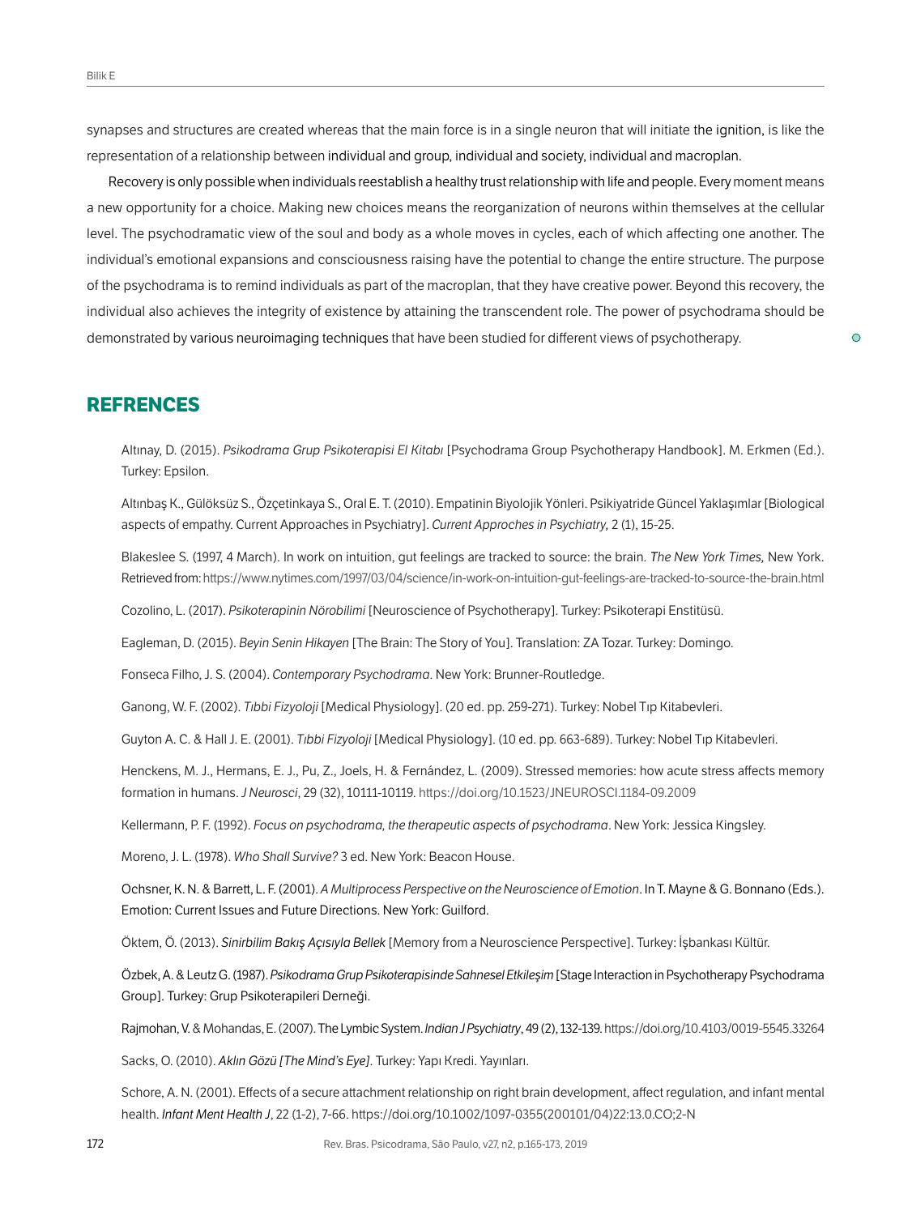synapses and structures are created whereas that the main force is in a single neuron that will initiate the ignition, is like the representation of a relationship between individual and group, individual and society, individual and macroplan.

Recovery is only possible when individuals reestablish a healthy trust relationship with life and people. Every moment means a new opportunity for a choice. Making new choices means the reorganization of neurons within themselves at the cellular level. The psychodramatic view of the soul and body as a whole moves in cycles, each of which affecting one another. The individual's emotional expansions and consciousness raising have the potential to change the entire structure. The purpose of the psychodrama is to remind individuals as part of the macroplan, that they have creative power. Beyond this recovery, the individual also achieves the integrity of existence by attaining the transcendent role. The power of psychodrama should be demonstrated by various neuroimaging techniques that have been studied for different views of psychotherapy.

## REFRENCES

Altınay, D. (2015). *Psikodrama Grup Psikoterapisi El Kitabı* [Psychodrama Group Psychotherapy Handbook]. M. Erkmen (Ed.). Turkey: Epsilon.

Altınbaş K., Gülöksüz S., Özçetinkaya S., Oral E. T. (2010). Empatinin Biyolojik Yönleri. Psikiyatride Güncel Yaklaşımlar [Biological aspects of empathy. Current Approaches in Psychiatry]. *Current Approches in Psychiatry,* 2 (1), 15-25.

Blakeslee S. (1997, 4 March). In work on intuition, gut feelings are tracked to source: the brain. *The New York Times,* New York. Retrieved from: https://www.nytimes.com/1997/03/04/science/in-work-on-intuition-gut-feelings-are-tracked-to-source-the-brain.html

Cozolino, L. (2017). *Psikoterapinin Nörobilimi* [Neuroscience of Psychotherapy]. Turkey: Psikoterapi Enstitüsü.

Eagleman, D. (2015). *Beyin Senin Hikayen* [The Brain: The Story of You]. Translation: ZA Tozar. Turkey: Domingo.

Fonseca Filho, J. S. (2004). *Contemporary Psychodrama*. New York: Brunner-Routledge.

Ganong, W. F. (2002). *Tıbbi Fizyoloji* [Medical Physiology]. (20 ed. pp. 259-271). Turkey: Nobel Tıp Kitabevleri.

Guyton A. C. & Hall J. E. (2001). *Tıbbi Fizyoloji* [Medical Physiology]. (10 ed. pp. 663-689). Turkey: Nobel Tıp Kitabevleri.

Henckens, M. J., Hermans, E. J., Pu, Z., Joels, H. & Fernández, L. (2009). Stressed memories: how acute stress affects memory formation in humans. *J Neurosci*, 29 (32), 10111-10119. https://doi.org/10.1523/JNEUROSCI.1184-09.2009

Kellermann, P. F. (1992). *Focus on psychodrama, the therapeutic aspects of psychodrama*. New York: Jessica Kingsley.

Moreno, J. L. (1978). *Who Shall Survive?* 3 ed. New York: Beacon House.

Ochsner, K. N. & Barrett, L. F. (2001). *A Multiprocess Perspective on the Neuroscience of Emotion*. In T. Mayne & G. Bonnano (Eds.). Emotion: Current Issues and Future Directions. New York: Guilford.

Öktem, Ö. (2013). *Sinirbilim Bakış Açısıyla Bellek* [Memory from a Neuroscience Perspective]. Turkey: İşbankası Kültür.

Özbek, A. & Leutz G. (1987). *Psikodrama Grup Psikoterapisinde Sahnesel Etkileşim* [Stage Interaction in Psychotherapy Psychodrama Group]. Turkey: Grup Psikoterapileri Derneği.

Rajmohan, V. & Mohandas, E. (2007). The Lymbic System. *Indian J Psychiatry*, 49 (2), 132-139. https://doi.org/10.4103/0019-5545.33264

Sacks, O. (2010). *Aklın Gözü [The Mind's Eye]*. Turkey: Yapı Kredi. Yayınları.

Schore, A. N. (2001). Effects of a secure attachment relationship on right brain development, affect regulation, and infant mental health. *Infant Ment Health J*, 22 (1-2), 7-66. https://doi.org/10.1002/1097-0355(200101/04)22:13.0.CO;2-N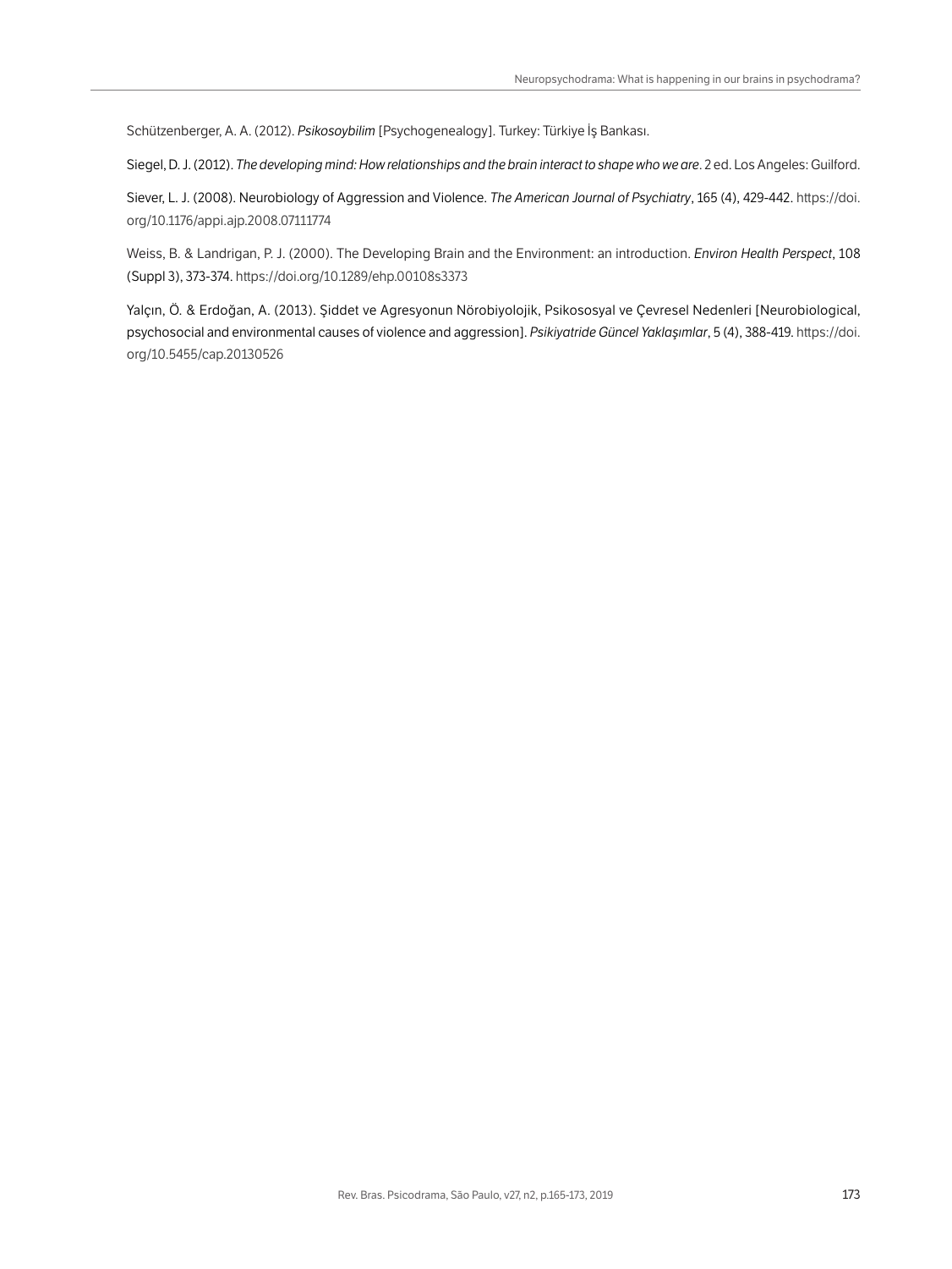Schützenberger, A. A. (2012). *Psikosoybilim* [Psychogenealogy]. Turkey: Türkiye İş Bankası.

Siegel, D. J. (2012). *The developing mind: How relationships and the brain interact to shape who we are*. 2 ed. Los Angeles: Guilford.

Siever, L. J. (2008). Neurobiology of Aggression and Violence. *The American Journal of Psychiatry*, 165 (4), 429-442. https://doi.org/10.1176/appi.ajp.2008.07111774

Weiss, B. & Landrigan, P. J. (2000). The Developing Brain and the Environment: an introduction. *Environ Health Perspect*, 108 (Suppl 3), 373-374. https://doi.org/10.1289/ehp.00108s3373

Yalçın, Ö. & Erdoğan, A. (2013). Şiddet ve Agresyonun Nörobiyolojik, Psikososyal ve Çevresel Nedenleri [Neurobiological, psychosocial and environmental causes of violence and aggression]. *Psikiyatride Güncel Yaklaşımlar*, 5 (4), 388-419. https://doi.org/10.5455/cap.20130526